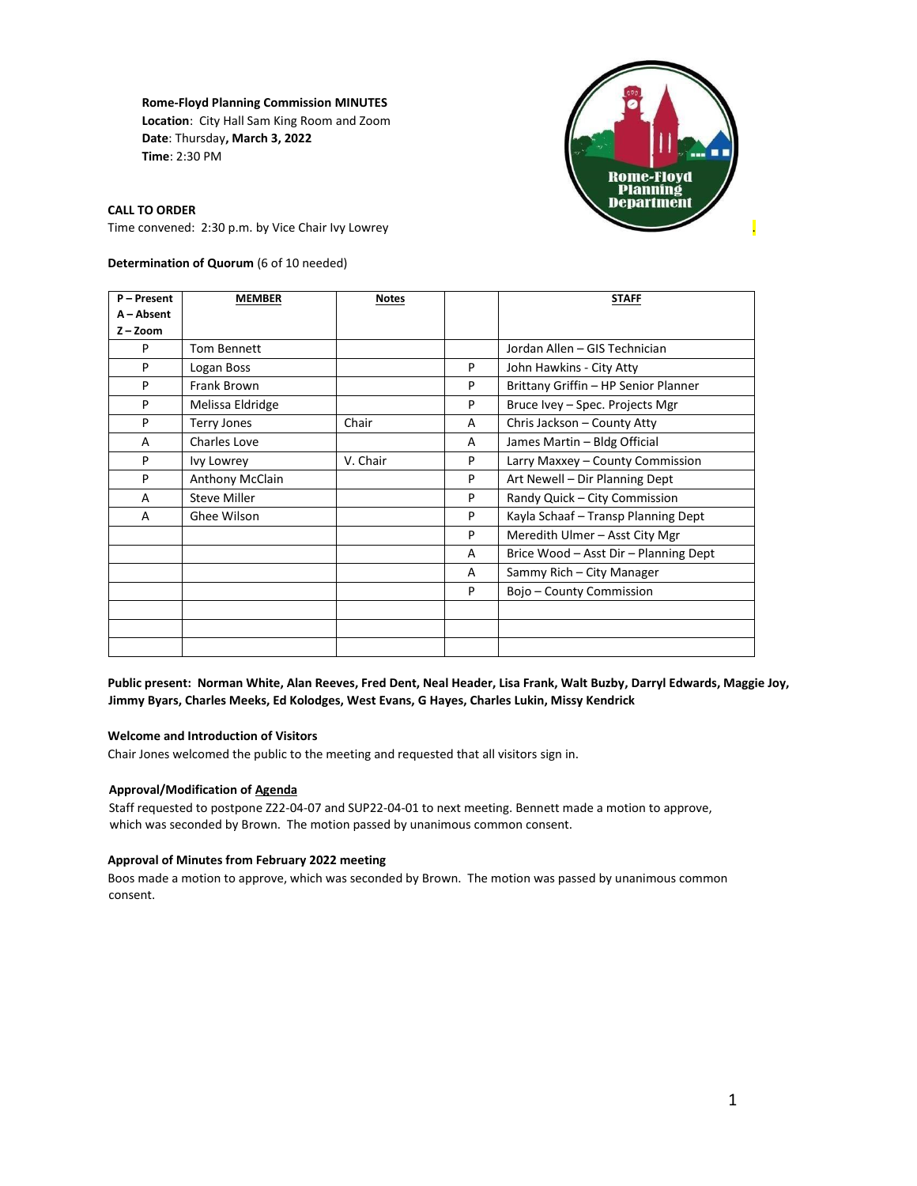**Rome-Floyd Planning Commission MINUTES**
**Location**: City Hall Sam King Room and Zoom
**Date**: Thursday**, March 3, 2022**
**Time**: 2:30 PM

**CALL TO ORDER**
Time convened: 2:30 p.m. by Vice Chair Ivy Lowrey

**Determination of Quorum** (6 of 10 needed)

| P – Present<br>A – Absent<br>Z – Zoom | MEMBER | Notes | | STAFF |
|---|---|---|---|---|
| P | Tom Bennett | | | Jordan Allen – GIS Technician |
| P | Logan Boss | | P | John Hawkins - City Atty |
| P | Frank Brown | | P | Brittany Griffin – HP Senior Planner |
| P | Melissa Eldridge | | P | Bruce Ivey – Spec. Projects Mgr |
| P | Terry Jones | Chair | A | Chris Jackson – County Atty |
| A | Charles Love | | A | James Martin – Bldg Official |
| P | Ivy Lowrey | V. Chair | P | Larry Maxxey – County Commission |
| P | Anthony McClain | | P | Art Newell – Dir Planning Dept |
| A | Steve Miller | | P | Randy Quick – City Commission |
| A | Ghee Wilson | | P | Kayla Schaaf – Transp Planning Dept |
| | | | P | Meredith Ulmer – Asst City Mgr |
| | | | A | Brice Wood – Asst Dir – Planning Dept |
| | | | A | Sammy Rich – City Manager |
| | | | P | Bojo – County Commission |
| | | | | |
| | | | | |
| | | | | |

**Public present: Norman White, Alan Reeves, Fred Dent, Neal Header, Lisa Frank, Walt Buzby, Darryl Edwards, Maggie Joy, Jimmy Byars, Charles Meeks, Ed Kolodges, West Evans, G Hayes, Charles Lukin, Missy Kendrick**

**Welcome and Introduction of Visitors**
Chair Jones welcomed the public to the meeting and requested that all visitors sign in.

**Approval/Modification of Agenda**
Staff requested to postpone Z22-04-07 and SUP22-04-01 to next meeting. Bennett made a motion to approve, which was seconded by Brown. The motion passed by unanimous common consent.

**Approval of Minutes from February 2022 meeting**
Boos made a motion to approve, which was seconded by Brown. The motion was passed by unanimous common consent.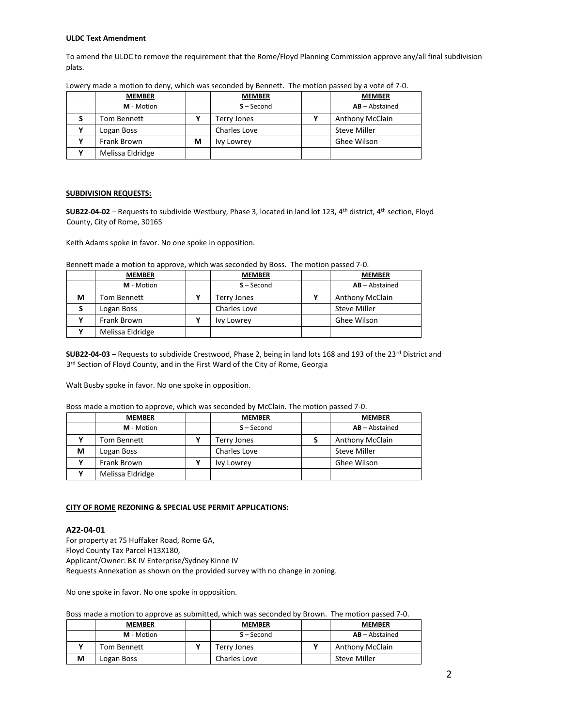**ULDC Text Amendment**

To amend the ULDC to remove the requirement that the Rome/Floyd Planning Commission approve any/all final subdivision plats.

Lowery made a motion to deny, which was seconded by Bennett. The motion passed by a vote of 7-0.

| | MEMBER | | MEMBER | | MEMBER |
|---|---|---|---|---|---|
| | **M** - Motion | | **S** – Second | | **AB** – Abstained |
| S | Tom Bennett | Y | Terry Jones | Y | Anthony McClain |
| Y | Logan Boss | | Charles Love | | Steve Miller |
| Y | Frank Brown | M | Ivy Lowrey | | Ghee Wilson |
| Y | Melissa Eldridge | | | | |

**SUBDIVISION REQUESTS:**

**SUB22-04-02** – Requests to subdivide Westbury, Phase 3, located in land lot 123, 4th district, 4th section, Floyd County, City of Rome, 30165

Keith Adams spoke in favor. No one spoke in opposition.

Bennett made a motion to approve, which was seconded by Boss. The motion passed 7-0.

| | MEMBER | | MEMBER | | MEMBER |
|---|---|---|---|---|---|
| | **M** - Motion | | **S** – Second | | **AB** – Abstained |
| M | Tom Bennett | Y | Terry Jones | Y | Anthony McClain |
| S | Logan Boss | | Charles Love | | Steve Miller |
| Y | Frank Brown | Y | Ivy Lowrey | | Ghee Wilson |
| Y | Melissa Eldridge | | | | |

**SUB22-04-03** – Requests to subdivide Crestwood, Phase 2, being in land lots 168 and 193 of the 23rd District and 3rd Section of Floyd County, and in the First Ward of the City of Rome, Georgia

Walt Busby spoke in favor. No one spoke in opposition.

Boss made a motion to approve, which was seconded by McClain. The motion passed 7-0.

| | MEMBER | | MEMBER | | MEMBER |
|---|---|---|---|---|---|
| | **M** - Motion | | **S** – Second | | **AB** – Abstained |
| Y | Tom Bennett | Y | Terry Jones | S | Anthony McClain |
| M | Logan Boss | | Charles Love | | Steve Miller |
| Y | Frank Brown | Y | Ivy Lowrey | | Ghee Wilson |
| Y | Melissa Eldridge | | | | |

**CITY OF ROME REZONING & SPECIAL USE PERMIT APPLICATIONS:**

### A22-04-01

For property at 75 Huffaker Road, Rome GA,
Floyd County Tax Parcel H13X180,
Applicant/Owner: BK IV Enterprise/Sydney Kinne IV
Requests Annexation as shown on the provided survey with no change in zoning.

No one spoke in favor. No one spoke in opposition.

Boss made a motion to approve as submitted, which was seconded by Brown. The motion passed 7-0.

| | MEMBER | | MEMBER | | MEMBER |
|---|---|---|---|---|---|
| | **M** - Motion | | **S** – Second | | **AB** – Abstained |
| Y | Tom Bennett | Y | Terry Jones | Y | Anthony McClain |
| M | Logan Boss | | Charles Love | | Steve Miller |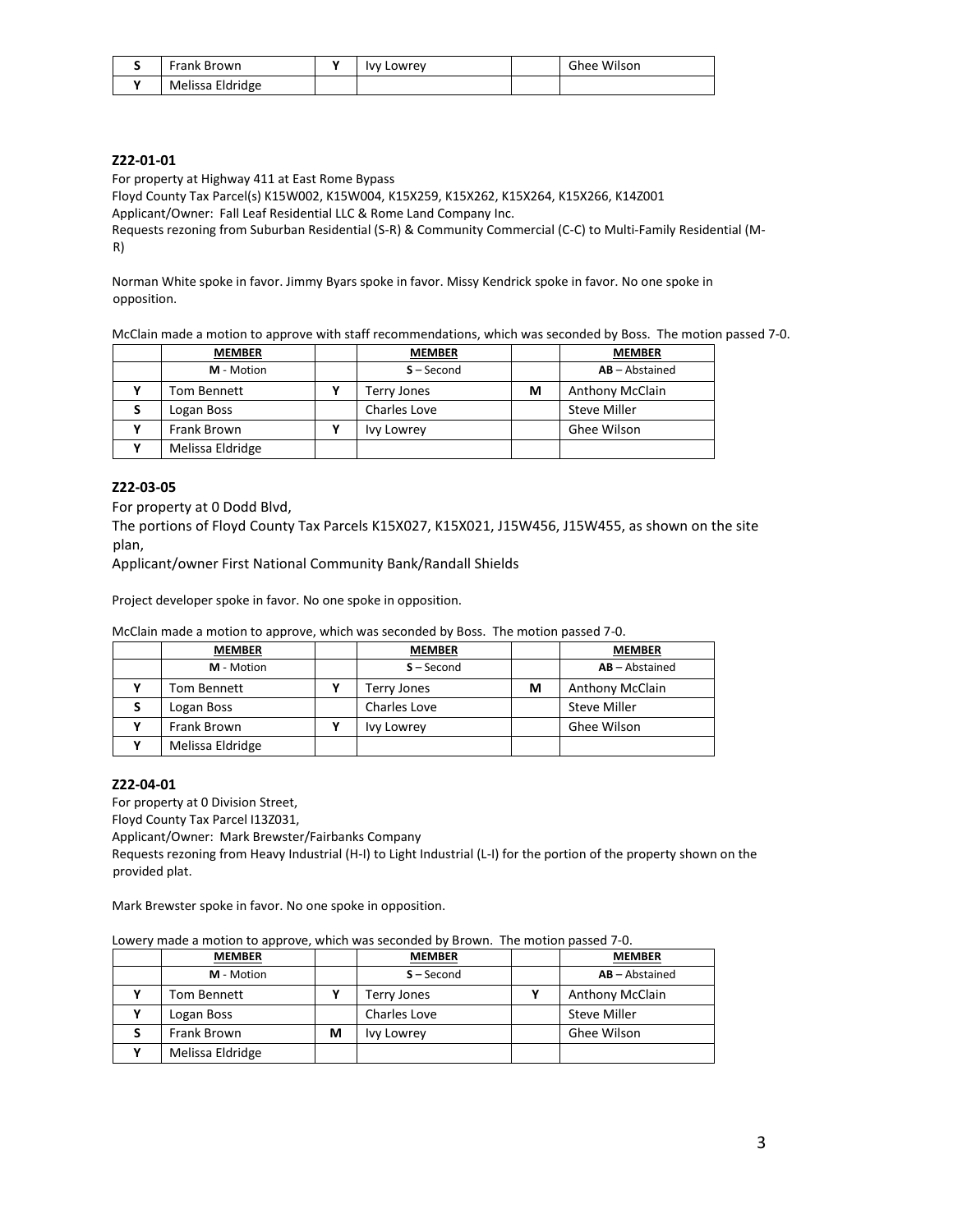| | | | | | |
|---|---|---|---|---|---|
| S | Frank Brown | Y | Ivy Lowrey | | Ghee Wilson |
| Y | Melissa Eldridge | | | | |

**Z22-01-01**

For property at Highway 411 at East Rome Bypass
Floyd County Tax Parcel(s) K15W002, K15W004, K15X259, K15X262, K15X264, K15X266, K14Z001
Applicant/Owner: Fall Leaf Residential LLC & Rome Land Company Inc.
Requests rezoning from Suburban Residential (S-R) & Community Commercial (C-C) to Multi-Family Residential (M-R)

Norman White spoke in favor. Jimmy Byars spoke in favor. Missy Kendrick spoke in favor. No one spoke in opposition.

McClain made a motion to approve with staff recommendations, which was seconded by Boss. The motion passed 7-0.

| | MEMBER | | MEMBER | | MEMBER |
|---|---|---|---|---|---|
| | **M** - Motion | | **S** – Second | | **AB** – Abstained |
| Y | Tom Bennett | Y | Terry Jones | M | Anthony McClain |
| S | Logan Boss | | Charles Love | | Steve Miller |
| Y | Frank Brown | Y | Ivy Lowrey | | Ghee Wilson |
| Y | Melissa Eldridge | | | | |

**Z22-03-05**

For property at 0 Dodd Blvd,
The portions of Floyd County Tax Parcels K15X027, K15X021, J15W456, J15W455, as shown on the site plan,
Applicant/owner First National Community Bank/Randall Shields

Project developer spoke in favor. No one spoke in opposition.

McClain made a motion to approve, which was seconded by Boss. The motion passed 7-0.

| | MEMBER | | MEMBER | | MEMBER |
|---|---|---|---|---|---|
| | **M** - Motion | | **S** – Second | | **AB** – Abstained |
| Y | Tom Bennett | Y | Terry Jones | M | Anthony McClain |
| S | Logan Boss | | Charles Love | | Steve Miller |
| Y | Frank Brown | Y | Ivy Lowrey | | Ghee Wilson |
| Y | Melissa Eldridge | | | | |

**Z22-04-01**

For property at 0 Division Street,
Floyd County Tax Parcel I13Z031,
Applicant/Owner: Mark Brewster/Fairbanks Company
Requests rezoning from Heavy Industrial (H-I) to Light Industrial (L-I) for the portion of the property shown on the provided plat.

Mark Brewster spoke in favor. No one spoke in opposition.

Lowery made a motion to approve, which was seconded by Brown. The motion passed 7-0.

| | MEMBER | | MEMBER | | MEMBER |
|---|---|---|---|---|---|
| | **M** - Motion | | **S** – Second | | **AB** – Abstained |
| Y | Tom Bennett | Y | Terry Jones | Y | Anthony McClain |
| Y | Logan Boss | | Charles Love | | Steve Miller |
| S | Frank Brown | M | Ivy Lowrey | | Ghee Wilson |
| Y | Melissa Eldridge | | | | |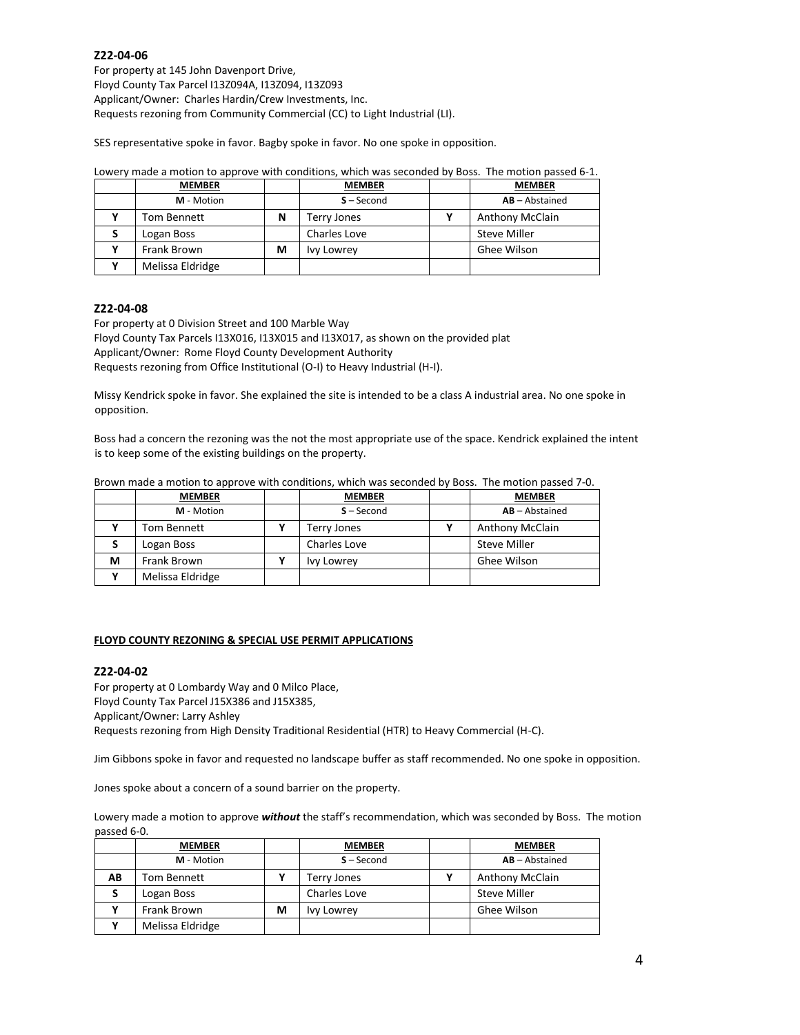**Z22-04-06**

For property at 145 John Davenport Drive,
Floyd County Tax Parcel I13Z094A, I13Z094, I13Z093
Applicant/Owner: Charles Hardin/Crew Investments, Inc.
Requests rezoning from Community Commercial (CC) to Light Industrial (LI).

SES representative spoke in favor. Bagby spoke in favor. No one spoke in opposition.

Lowery made a motion to approve with conditions, which was seconded by Boss. The motion passed 6-1.

| | MEMBER | | MEMBER | | MEMBER |
|---|---|---|---|---|---|
| | **M** - Motion | | **S** – Second | | **AB** – Abstained |
| Y | Tom Bennett | N | Terry Jones | Y | Anthony McClain |
| S | Logan Boss | | Charles Love | | Steve Miller |
| Y | Frank Brown | M | Ivy Lowrey | | Ghee Wilson |
| Y | Melissa Eldridge | | | | |

**Z22-04-08**

For property at 0 Division Street and 100 Marble Way
Floyd County Tax Parcels I13X016, I13X015 and I13X017, as shown on the provided plat
Applicant/Owner: Rome Floyd County Development Authority
Requests rezoning from Office Institutional (O-I) to Heavy Industrial (H-I).

Missy Kendrick spoke in favor. She explained the site is intended to be a class A industrial area. No one spoke in opposition.

Boss had a concern the rezoning was the not the most appropriate use of the space. Kendrick explained the intent is to keep some of the existing buildings on the property.

Brown made a motion to approve with conditions, which was seconded by Boss. The motion passed 7-0.

| | MEMBER | | MEMBER | | MEMBER |
|---|---|---|---|---|---|
| | **M** - Motion | | **S** – Second | | **AB** – Abstained |
| Y | Tom Bennett | Y | Terry Jones | Y | Anthony McClain |
| S | Logan Boss | | Charles Love | | Steve Miller |
| M | Frank Brown | Y | Ivy Lowrey | | Ghee Wilson |
| Y | Melissa Eldridge | | | | |

**FLOYD COUNTY REZONING & SPECIAL USE PERMIT APPLICATIONS**

**Z22-04-02**

For property at 0 Lombardy Way and 0 Milco Place,
Floyd County Tax Parcel J15X386 and J15X385,
Applicant/Owner: Larry Ashley
Requests rezoning from High Density Traditional Residential (HTR) to Heavy Commercial (H-C).

Jim Gibbons spoke in favor and requested no landscape buffer as staff recommended. No one spoke in opposition.

Jones spoke about a concern of a sound barrier on the property.

Lowery made a motion to approve ***without*** the staff's recommendation, which was seconded by Boss. The motion passed 6-0.

| | MEMBER | | MEMBER | | MEMBER |
|---|---|---|---|---|---|
| | **M** - Motion | | **S** – Second | | **AB** – Abstained |
| AB | Tom Bennett | Y | Terry Jones | Y | Anthony McClain |
| S | Logan Boss | | Charles Love | | Steve Miller |
| Y | Frank Brown | M | Ivy Lowrey | | Ghee Wilson |
| Y | Melissa Eldridge | | | | |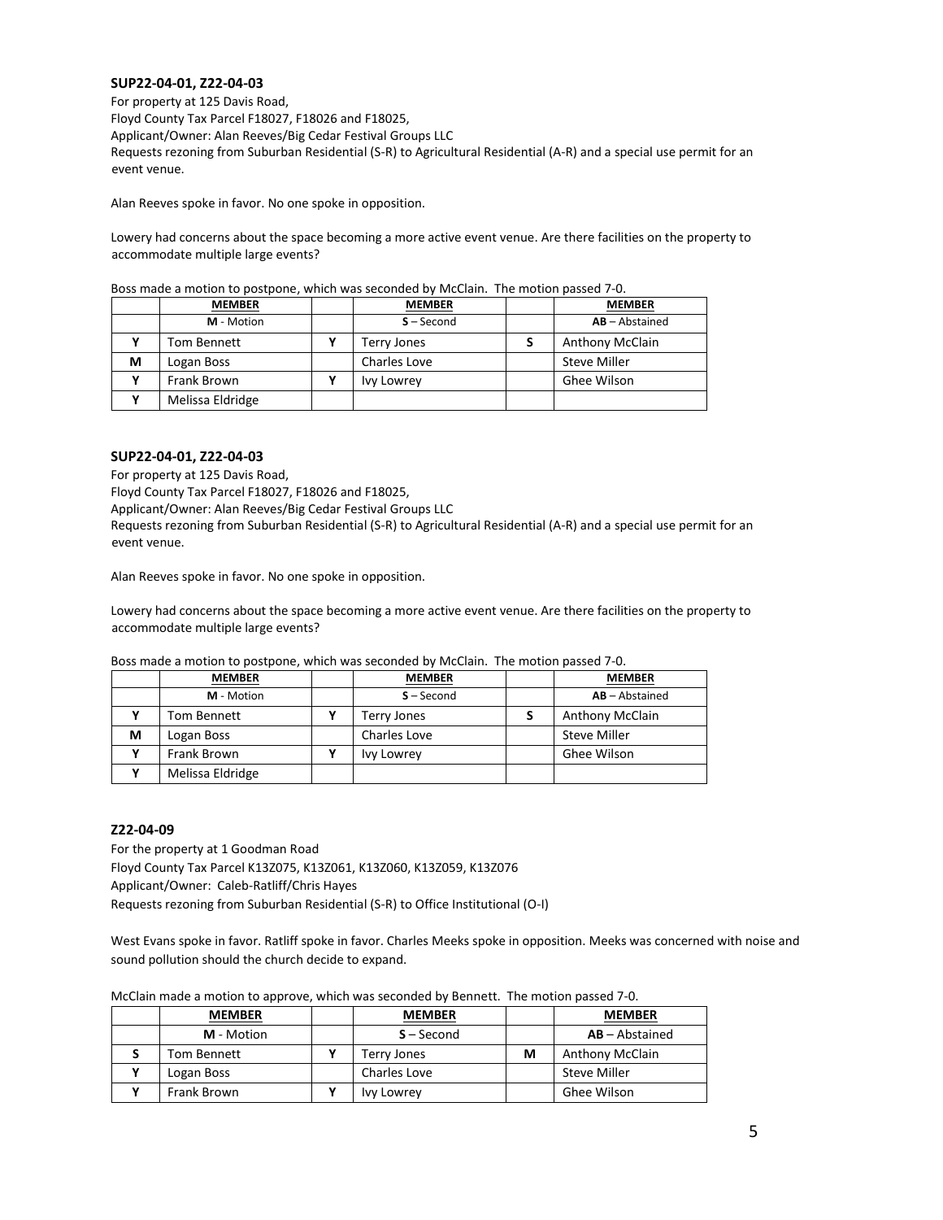### SUP22-04-01, Z22-04-03

For property at 125 Davis Road,
Floyd County Tax Parcel F18027, F18026 and F18025,
Applicant/Owner: Alan Reeves/Big Cedar Festival Groups LLC
Requests rezoning from Suburban Residential (S-R) to Agricultural Residential (A-R) and a special use permit for an event venue.

Alan Reeves spoke in favor. No one spoke in opposition.

Lowery had concerns about the space becoming a more active event venue. Are there facilities on the property to accommodate multiple large events?

Boss made a motion to postpone, which was seconded by McClain. The motion passed 7-0.

| | MEMBER | | MEMBER | | MEMBER |
|---|---|---|---|---|---|
| | **M** - Motion | | **S** – Second | | **AB** – Abstained |
| Y | Tom Bennett | Y | Terry Jones | S | Anthony McClain |
| M | Logan Boss | | Charles Love | | Steve Miller |
| Y | Frank Brown | Y | Ivy Lowrey | | Ghee Wilson |
| Y | Melissa Eldridge | | | | |

### SUP22-04-01, Z22-04-03

For property at 125 Davis Road,
Floyd County Tax Parcel F18027, F18026 and F18025,
Applicant/Owner: Alan Reeves/Big Cedar Festival Groups LLC
Requests rezoning from Suburban Residential (S-R) to Agricultural Residential (A-R) and a special use permit for an event venue.

Alan Reeves spoke in favor. No one spoke in opposition.

Lowery had concerns about the space becoming a more active event venue. Are there facilities on the property to accommodate multiple large events?

Boss made a motion to postpone, which was seconded by McClain. The motion passed 7-0.

| | MEMBER | | MEMBER | | MEMBER |
|---|---|---|---|---|---|
| | **M** - Motion | | **S** – Second | | **AB** – Abstained |
| Y | Tom Bennett | Y | Terry Jones | S | Anthony McClain |
| M | Logan Boss | | Charles Love | | Steve Miller |
| Y | Frank Brown | Y | Ivy Lowrey | | Ghee Wilson |
| Y | Melissa Eldridge | | | | |

### Z22-04-09

For the property at 1 Goodman Road
Floyd County Tax Parcel K13Z075, K13Z061, K13Z060, K13Z059, K13Z076
Applicant/Owner: Caleb-Ratliff/Chris Hayes
Requests rezoning from Suburban Residential (S-R) to Office Institutional (O-I)

West Evans spoke in favor. Ratliff spoke in favor. Charles Meeks spoke in opposition. Meeks was concerned with noise and sound pollution should the church decide to expand.

McClain made a motion to approve, which was seconded by Bennett. The motion passed 7-0.

| | MEMBER | | MEMBER | | MEMBER |
|---|---|---|---|---|---|
| | **M** - Motion | | **S** – Second | | **AB** – Abstained |
| S | Tom Bennett | Y | Terry Jones | M | Anthony McClain |
| Y | Logan Boss | | Charles Love | | Steve Miller |
| Y | Frank Brown | Y | Ivy Lowrey | | Ghee Wilson |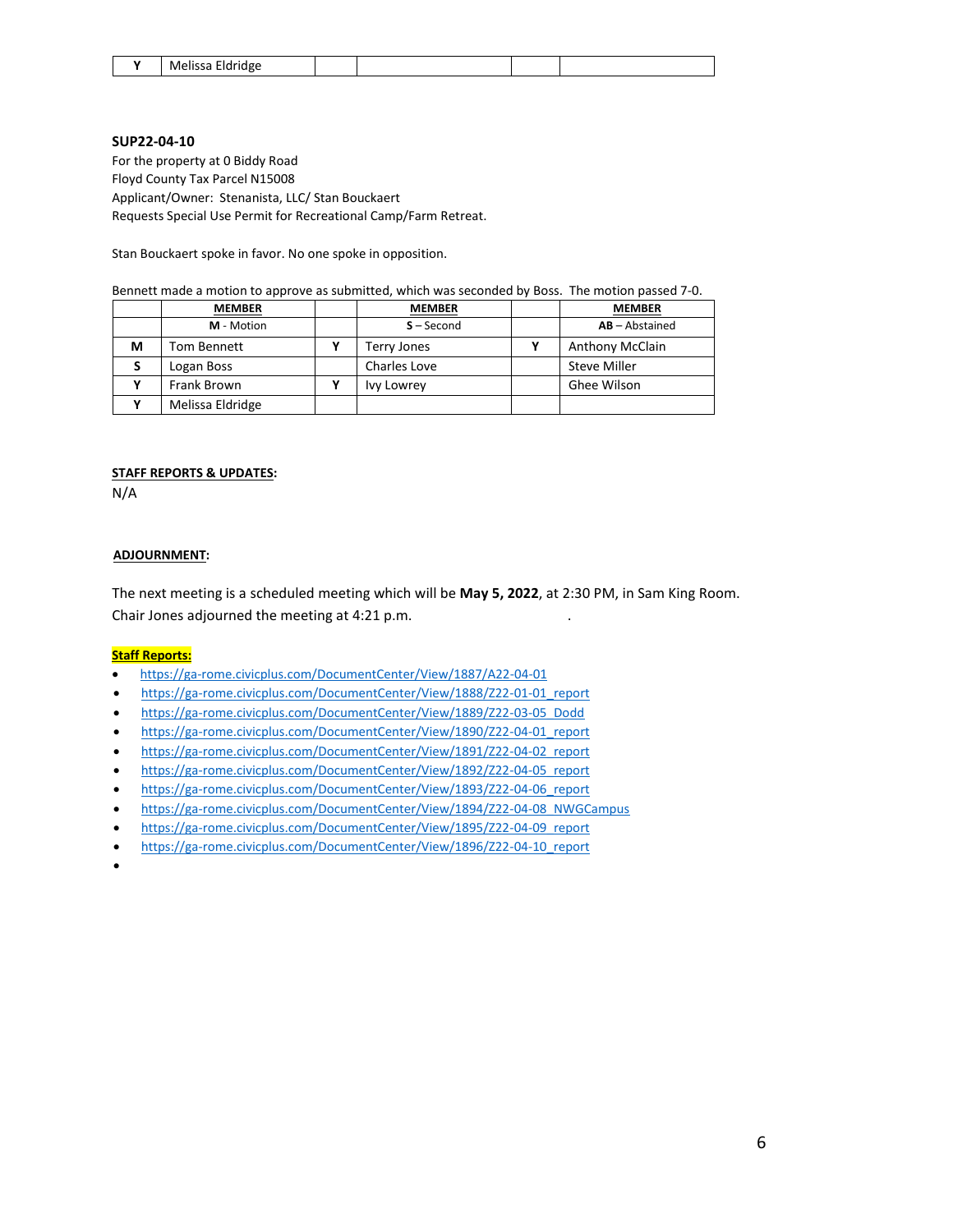| | | | | | |
|---|---|---|---|---|---|
| Y | Melissa Eldridge | | | | |

**SUP22-04-10**
For the property at 0 Biddy Road
Floyd County Tax Parcel N15008
Applicant/Owner: Stenanista, LLC/ Stan Bouckaert
Requests Special Use Permit for Recreational Camp/Farm Retreat.

Stan Bouckaert spoke in favor. No one spoke in opposition.

Bennett made a motion to approve as submitted, which was seconded by Boss. The motion passed 7-0.

| | MEMBER | | MEMBER | | MEMBER |
|---|---|---|---|---|---|
| | **M** - Motion | | **S** – Second | | **AB** – Abstained |
| **M** | Tom Bennett | **Y** | Terry Jones | **Y** | Anthony McClain |
| **S** | Logan Boss | | Charles Love | | Steve Miller |
| **Y** | Frank Brown | **Y** | Ivy Lowrey | | Ghee Wilson |
| **Y** | Melissa Eldridge | | | | |

**STAFF REPORTS & UPDATES:**
N/A

**ADJOURNMENT:**

The next meeting is a scheduled meeting which will be **May 5, 2022**, at 2:30 PM, in Sam King Room.
Chair Jones adjourned the meeting at 4:21 p.m.

**Staff Reports:**

- https://ga-rome.civicplus.com/DocumentCenter/View/1887/A22-04-01
- https://ga-rome.civicplus.com/DocumentCenter/View/1888/Z22-01-01_report
- https://ga-rome.civicplus.com/DocumentCenter/View/1889/Z22-03-05_Dodd
- https://ga-rome.civicplus.com/DocumentCenter/View/1890/Z22-04-01_report
- https://ga-rome.civicplus.com/DocumentCenter/View/1891/Z22-04-02_report
- https://ga-rome.civicplus.com/DocumentCenter/View/1892/Z22-04-05_report
- https://ga-rome.civicplus.com/DocumentCenter/View/1893/Z22-04-06_report
- https://ga-rome.civicplus.com/DocumentCenter/View/1894/Z22-04-08_NWGCampus
- https://ga-rome.civicplus.com/DocumentCenter/View/1895/Z22-04-09_report
- https://ga-rome.civicplus.com/DocumentCenter/View/1896/Z22-04-10_report